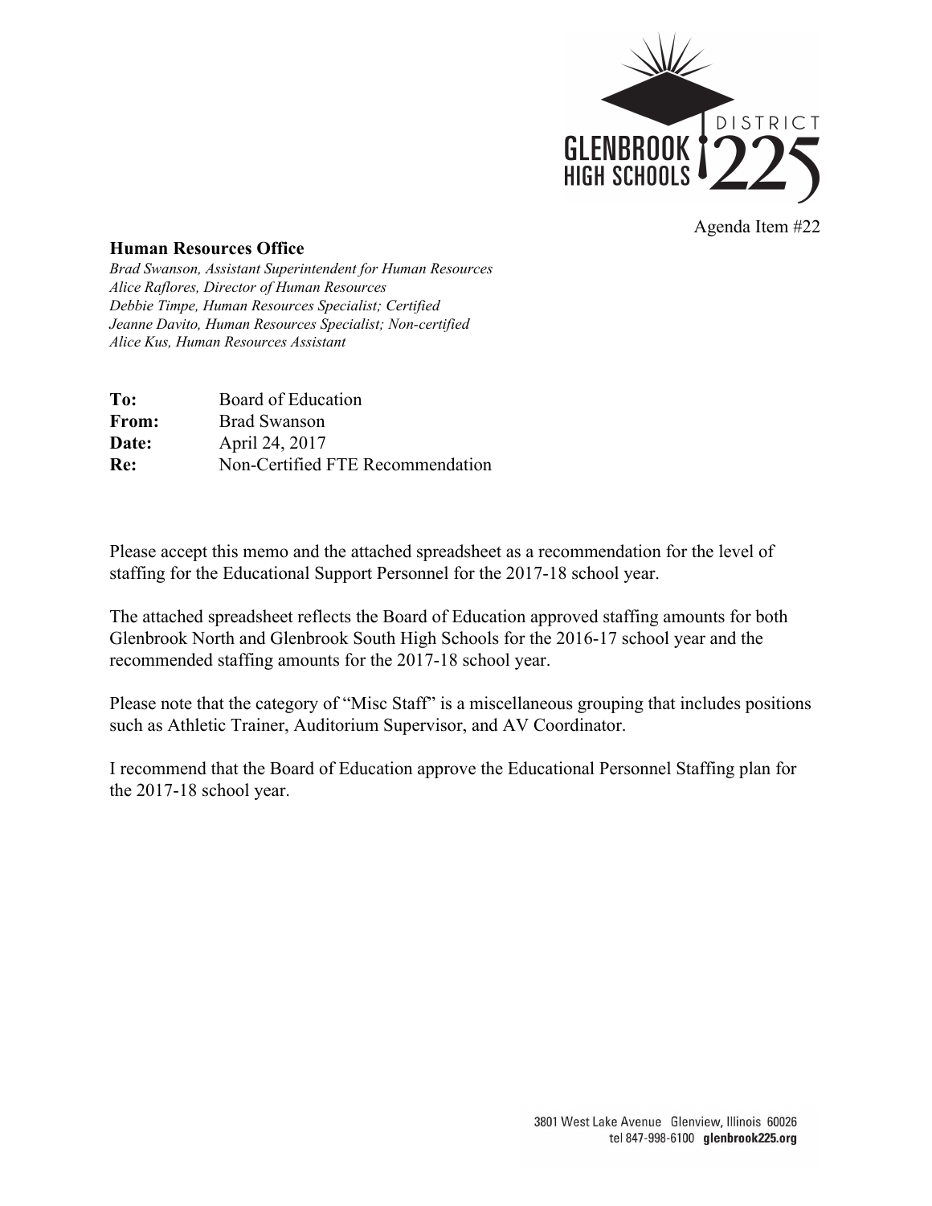Agenda Item #22

**Human Resources Office**

*Brad Swanson, Assistant Superintendent for Human Resources*
*Alice Raflores, Director of Human Resources*
*Debbie Timpe, Human Resources Specialist; Certified*
*Jeanne Davito, Human Resources Specialist; Non-certified*
*Alice Kus, Human Resources Assistant*

**To:** Board of Education
**From:** Brad Swanson
**Date:** April 24, 2017
**Re:** Non-Certified FTE Recommendation

Please accept this memo and the attached spreadsheet as a recommendation for the level of staffing for the Educational Support Personnel for the 2017-18 school year.

The attached spreadsheet reflects the Board of Education approved staffing amounts for both Glenbrook North and Glenbrook South High Schools for the 2016-17 school year and the recommended staffing amounts for the 2017-18 school year.

Please note that the category of "Misc Staff" is a miscellaneous grouping that includes positions such as Athletic Trainer, Auditorium Supervisor, and AV Coordinator.

I recommend that the Board of Education approve the Educational Personnel Staffing plan for the 2017-18 school year.

3801 West Lake Avenue Glenview, Illinois 60026
tel 847-998-6100 **glenbrook225.org**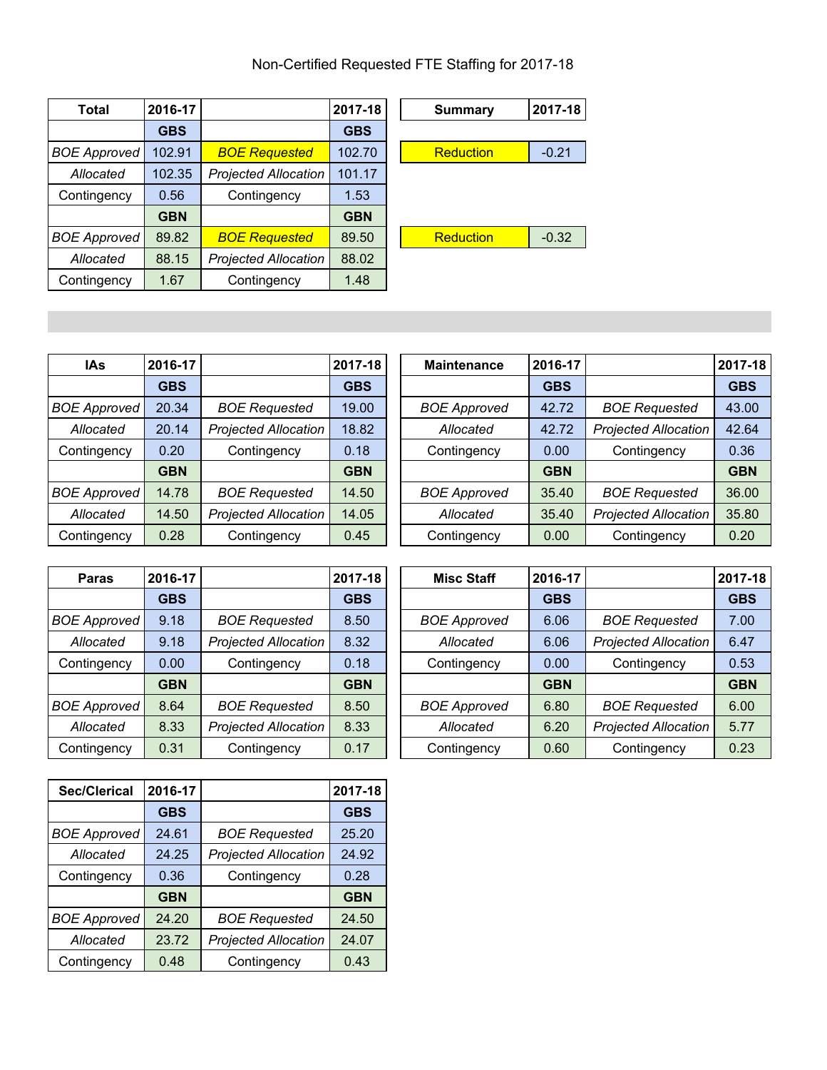Non-Certified Requested FTE Staffing for 2017-18

| Total | 2016-17 | | 2017-18 |
|---|---|---|---|
| | **GBS** | | **GBS** |
| *BOE Approved* | 102.91 | *BOE Requested* | 102.70 |
| *Allocated* | 102.35 | *Projected Allocation* | 101.17 |
| Contingency | 0.56 | Contingency | 1.53 |
| | **GBN** | | **GBN** |
| *BOE Approved* | 89.82 | *BOE Requested* | 89.50 |
| *Allocated* | 88.15 | *Projected Allocation* | 88.02 |
| Contingency | 1.67 | Contingency | 1.48 |

| Summary | 2017-18 |
|---|---|
| Reduction | -0.21 |
| Reduction | -0.32 |

| IAs | 2016-17 | | 2017-18 |
|---|---|---|---|
| | **GBS** | | **GBS** |
| *BOE Approved* | 20.34 | *BOE Requested* | 19.00 |
| *Allocated* | 20.14 | *Projected Allocation* | 18.82 |
| Contingency | 0.20 | Contingency | 0.18 |
| | **GBN** | | **GBN** |
| *BOE Approved* | 14.78 | *BOE Requested* | 14.50 |
| *Allocated* | 14.50 | *Projected Allocation* | 14.05 |
| Contingency | 0.28 | Contingency | 0.45 |

| Maintenance | 2016-17 | | 2017-18 |
|---|---|---|---|
| | **GBS** | | **GBS** |
| *BOE Approved* | 42.72 | *BOE Requested* | 43.00 |
| *Allocated* | 42.72 | *Projected Allocation* | 42.64 |
| Contingency | 0.00 | Contingency | 0.36 |
| | **GBN** | | **GBN** |
| *BOE Approved* | 35.40 | *BOE Requested* | 36.00 |
| *Allocated* | 35.40 | *Projected Allocation* | 35.80 |
| Contingency | 0.00 | Contingency | 0.20 |

| Paras | 2016-17 | | 2017-18 |
|---|---|---|---|
| | **GBS** | | **GBS** |
| *BOE Approved* | 9.18 | *BOE Requested* | 8.50 |
| *Allocated* | 9.18 | *Projected Allocation* | 8.32 |
| Contingency | 0.00 | Contingency | 0.18 |
| | **GBN** | | **GBN** |
| *BOE Approved* | 8.64 | *BOE Requested* | 8.50 |
| *Allocated* | 8.33 | *Projected Allocation* | 8.33 |
| Contingency | 0.31 | Contingency | 0.17 |

| Misc Staff | 2016-17 | | 2017-18 |
|---|---|---|---|
| | **GBS** | | **GBS** |
| *BOE Approved* | 6.06 | *BOE Requested* | 7.00 |
| *Allocated* | 6.06 | *Projected Allocation* | 6.47 |
| Contingency | 0.00 | Contingency | 0.53 |
| | **GBN** | | **GBN** |
| *BOE Approved* | 6.80 | *BOE Requested* | 6.00 |
| *Allocated* | 6.20 | *Projected Allocation* | 5.77 |
| Contingency | 0.60 | Contingency | 0.23 |

| Sec/Clerical | 2016-17 | | 2017-18 |
|---|---|---|---|
| | **GBS** | | **GBS** |
| *BOE Approved* | 24.61 | *BOE Requested* | 25.20 |
| *Allocated* | 24.25 | *Projected Allocation* | 24.92 |
| Contingency | 0.36 | Contingency | 0.28 |
| | **GBN** | | **GBN** |
| *BOE Approved* | 24.20 | *BOE Requested* | 24.50 |
| *Allocated* | 23.72 | *Projected Allocation* | 24.07 |
| Contingency | 0.48 | Contingency | 0.43 |